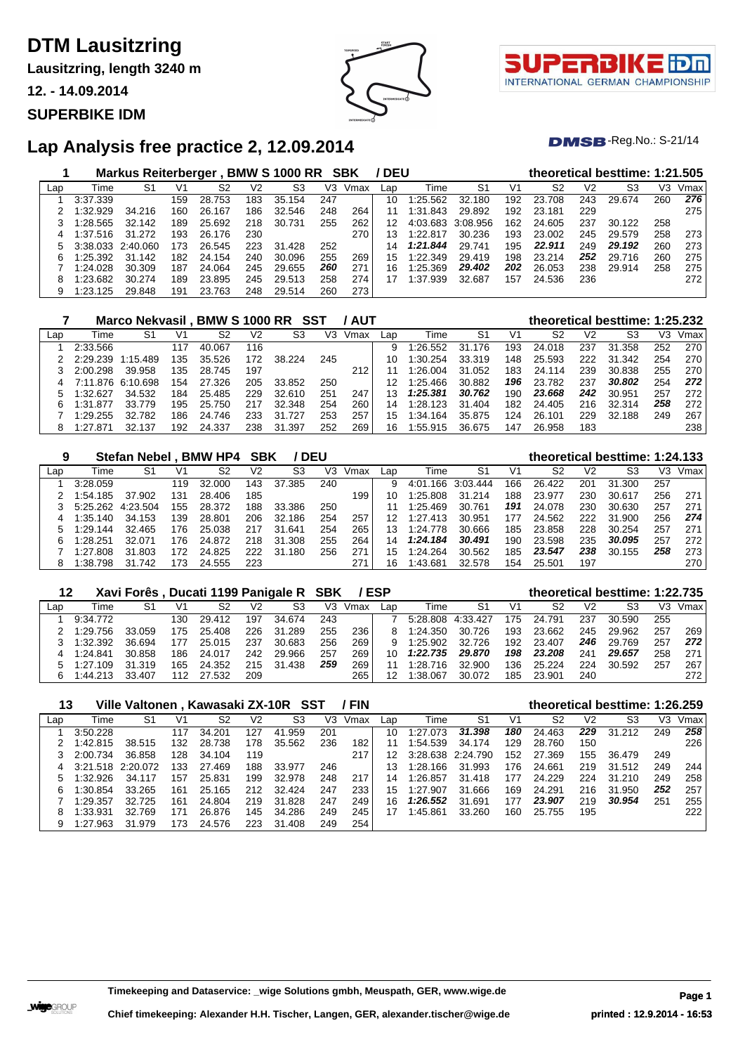# DTM Lausitzring

**Lausitzring, length 3240 m**

**12. - 14.09.2014**

**SUPERBIKE IDM**

## Lap Analysis free practice 2, 12.09.2014

DMSB-Reg.No.: S-21/14

### 1 Markus Reiterberger , BMW S 1000 RR SBK / DEU

theoretical besttime: 1:21.505

| Lap | Time | S1 | V1 | S2 | V2 | S3 | V3 | Vmax | Lap | Time | S1 | V1 | S2 | V2 | S3 | V3 | Vmax |
|---|---|---|---|---|---|---|---|---|---|---|---|---|---|---|---|---|---|
| 1 | 3:37.339 | | 159 | 28.753 | 183 | 35.154 | 247 | | 10 | 1:25.562 | 32.180 | 192 | 23.708 | 243 | 29.674 | 260 | *276* |
| 2 | 1:32.929 | 34.216 | 160 | 26.167 | 186 | 32.546 | 248 | 264 | 11 | 1:31.843 | 29.892 | 192 | 23.181 | 229 | | | 275 |
| 3 | 1:28.565 | 32.142 | 189 | 25.692 | 218 | 30.731 | 255 | 262 | 12 | 4:03.683 | 3:08.956 | 162 | 24.605 | 237 | 30.122 | 258 | |
| 4 | 1:37.516 | 31.272 | 193 | 26.176 | 230 | | | 270 | 13 | 1:22.817 | 30.236 | 193 | 23.002 | 245 | 29.579 | 258 | 273 |
| 5 | 3:38.033 | 2:40.060 | 173 | 26.545 | 223 | 31.428 | 252 | | 14 | *1:21.844* | 29.741 | 195 | *22.911* | 249 | *29.192* | 260 | 273 |
| 6 | 1:25.392 | 31.142 | 182 | 24.154 | 240 | 30.096 | 255 | 269 | 15 | 1:22.349 | 29.419 | 198 | 23.214 | *252* | 29.716 | 260 | 275 |
| 7 | 1:24.028 | 30.309 | 187 | 24.064 | 245 | 29.655 | *260* | 271 | 16 | 1:25.369 | *29.402* | *202* | 26.053 | 238 | 29.914 | 258 | 275 |
| 8 | 1:23.682 | 30.274 | 189 | 23.895 | 245 | 29.513 | 258 | 274 | 17 | 1:37.939 | 32.687 | 157 | 24.536 | 236 | | | 272 |
| 9 | 1:23.125 | 29.848 | 191 | 23.763 | 248 | 29.514 | 260 | 273 | | | | | | | | | |

### 7 Marco Nekvasil , BMW S 1000 RR SST / AUT

theoretical besttime: 1:25.232

| Lap | Time | S1 | V1 | S2 | V2 | S3 | V3 | Vmax | Lap | Time | S1 | V1 | S2 | V2 | S3 | V3 | Vmax |
|---|---|---|---|---|---|---|---|---|---|---|---|---|---|---|---|---|---|
| 1 | 2:33.566 | | 117 | 40.067 | 116 | | | | 9 | 1:26.552 | 31.176 | 193 | 24.018 | 237 | 31.358 | 252 | 270 |
| 2 | 2:29.239 | 1:15.489 | 135 | 35.526 | 172 | 38.224 | 245 | | 10 | 1:30.254 | 33.319 | 148 | 25.593 | 222 | 31.342 | 254 | 270 |
| 3 | 2:00.298 | 39.958 | 135 | 28.745 | 197 | | | 212 | 11 | 1:26.004 | 31.052 | 183 | 24.114 | 239 | 30.838 | 255 | 270 |
| 4 | 7:11.876 | 6:10.698 | 154 | 27.326 | 205 | 33.852 | 250 | | 12 | 1:25.466 | 30.882 | *196* | 23.782 | 237 | *30.802* | 254 | *272* |
| 5 | 1:32.627 | 34.532 | 184 | 25.485 | 229 | 32.610 | 251 | 247 | 13 | *1:25.381* | *30.762* | 190 | *23.668* | *242* | 30.951 | 257 | 272 |
| 6 | 1:31.877 | 33.779 | 195 | 25.750 | 217 | 32.348 | 254 | 260 | 14 | 1:28.123 | 31.404 | 182 | 24.405 | 216 | 32.314 | *258* | 272 |
| 7 | 1:29.255 | 32.782 | 186 | 24.746 | 233 | 31.727 | 253 | 257 | 15 | 1:34.164 | 35.875 | 124 | 26.101 | 229 | 32.188 | 249 | 267 |
| 8 | 1:27.871 | 32.137 | 192 | 24.337 | 238 | 31.397 | 252 | 269 | 16 | 1:55.915 | 36.675 | 147 | 26.958 | 183 | | | 238 |

### 9 Stefan Nebel , BMW HP4 SBK / DEU

theoretical besttime: 1:24.133

| Lap | Time | S1 | V1 | S2 | V2 | S3 | V3 | Vmax | Lap | Time | S1 | V1 | S2 | V2 | S3 | V3 | Vmax |
|---|---|---|---|---|---|---|---|---|---|---|---|---|---|---|---|---|---|
| 1 | 3:28.059 | | 119 | 32.000 | 143 | 37.385 | 240 | | 9 | 4:01.166 | 3:03.444 | 166 | 26.422 | 201 | 31.300 | 257 | |
| 2 | 1:54.185 | 37.902 | 131 | 28.406 | 185 | | | 199 | 10 | 1:25.808 | 31.214 | 188 | 23.977 | 230 | 30.617 | 256 | 271 |
| 3 | 5:25.262 | 4:23.504 | 155 | 28.372 | 188 | 33.386 | 250 | | 11 | 1:25.469 | 30.761 | *191* | 24.078 | 230 | 30.630 | 257 | 271 |
| 4 | 1:35.140 | 34.153 | 139 | 28.801 | 206 | 32.186 | 254 | 257 | 12 | 1:27.413 | 30.951 | 177 | 24.562 | 222 | 31.900 | 256 | *274* |
| 5 | 1:29.144 | 32.465 | 176 | 25.038 | 217 | 31.641 | 254 | 265 | 13 | 1:24.778 | 30.666 | 185 | 23.858 | 228 | 30.254 | 257 | 271 |
| 6 | 1:28.251 | 32.071 | 176 | 24.872 | 218 | 31.308 | 255 | 264 | 14 | *1:24.184* | *30.491* | 190 | 23.598 | 235 | *30.095* | 257 | 272 |
| 7 | 1:27.808 | 31.803 | 172 | 24.825 | 222 | 31.180 | 256 | 271 | 15 | 1:24.264 | 30.562 | 185 | *23.547* | *238* | 30.155 | *258* | 273 |
| 8 | 1:38.798 | 31.742 | 173 | 24.555 | 223 | | | 271 | 16 | 1:43.681 | 32.578 | 154 | 25.501 | 197 | | | 270 |

### 12 Xavi Forês , Ducati 1199 Panigale R SBK / ESP

theoretical besttime: 1:22.735

| Lap | Time | S1 | V1 | S2 | V2 | S3 | V3 | Vmax | Lap | Time | S1 | V1 | S2 | V2 | S3 | V3 | Vmax |
|---|---|---|---|---|---|---|---|---|---|---|---|---|---|---|---|---|---|
| 1 | 9:34.772 | | 130 | 29.412 | 197 | 34.674 | 243 | | 7 | 5:28.808 | 4:33.427 | 175 | 24.791 | 237 | 30.590 | 255 | |
| 2 | 1:29.756 | 33.059 | 175 | 25.408 | 226 | 31.289 | 255 | 236 | 8 | 1:24.350 | 30.726 | 193 | 23.662 | 245 | 29.962 | 257 | 269 |
| 3 | 1:32.392 | 36.694 | 177 | 25.015 | 237 | 30.683 | 256 | 269 | 9 | 1:25.902 | 32.726 | 192 | 23.407 | *246* | 29.769 | 257 | *272* |
| 4 | 1:24.841 | 30.858 | 186 | 24.017 | 242 | 29.966 | 257 | 269 | 10 | *1:22.735* | *29.870* | *198* | *23.208* | 241 | *29.657* | 258 | 271 |
| 5 | 1:27.109 | 31.319 | 165 | 24.352 | 215 | 31.438 | *259* | 269 | 11 | 1:28.716 | 32.900 | 136 | 25.224 | 224 | 30.592 | 257 | 267 |
| 6 | 1:44.213 | 33.407 | 112 | 27.532 | 209 | | | 265 | 12 | 1:38.067 | 30.072 | 185 | 23.901 | 240 | | | 272 |

### 13 Ville Valtonen , Kawasaki ZX-10R SST / FIN

theoretical besttime: 1:26.259

| Lap | Time | S1 | V1 | S2 | V2 | S3 | V3 | Vmax | Lap | Time | S1 | V1 | S2 | V2 | S3 | V3 | Vmax |
|---|---|---|---|---|---|---|---|---|---|---|---|---|---|---|---|---|---|
| 1 | 3:50.228 | | 117 | 34.201 | 127 | 41.959 | 201 | | 10 | 1:27.073 | *31.398* | *180* | 24.463 | *229* | 31.212 | 249 | *258* |
| 2 | 1:42.815 | 38.515 | 132 | 28.738 | 178 | 35.562 | 236 | 182 | 11 | 1:54.539 | 34.174 | 129 | 28.760 | 150 | | | 226 |
| 3 | 2:00.734 | 36.858 | 128 | 34.104 | 119 | | | 217 | 12 | 3:28.638 | 2:24.790 | 152 | 27.369 | 155 | 36.479 | 249 | |
| 4 | 3:21.518 | 2:20.072 | 133 | 27.469 | 188 | 33.977 | 246 | | 13 | 1:28.166 | 31.993 | 176 | 24.661 | 219 | 31.512 | 249 | 244 |
| 5 | 1:32.926 | 34.117 | 157 | 25.831 | 199 | 32.978 | 248 | 217 | 14 | 1:26.857 | 31.418 | 177 | 24.229 | 224 | 31.210 | 249 | 258 |
| 6 | 1:30.854 | 33.265 | 161 | 25.165 | 212 | 32.424 | 247 | 233 | 15 | 1:27.907 | 31.666 | 169 | 24.291 | 216 | 31.950 | *252* | 257 |
| 7 | 1:29.357 | 32.725 | 161 | 24.804 | 219 | 31.828 | 247 | 249 | 16 | *1:26.552* | 31.691 | 177 | *23.907* | 219 | *30.954* | 251 | 255 |
| 8 | 1:33.931 | 32.769 | 171 | 26.876 | 145 | 34.286 | 249 | 245 | 17 | 1:45.861 | 33.260 | 160 | 25.755 | 195 | | | 222 |
| 9 | 1:27.963 | 31.979 | 173 | 24.576 | 223 | 31.408 | 249 | 254 | | | | | | | | | |

**Timekeeping and Dataservice: _wige Solutions gmbh, Meuspath, GER, www.wige.de**

**Chief timekeeping: Alexander H.H. Tischer, Langen, GER, alexander.tischer@wige.de**

**printed : 12.9.2014 - 16:53**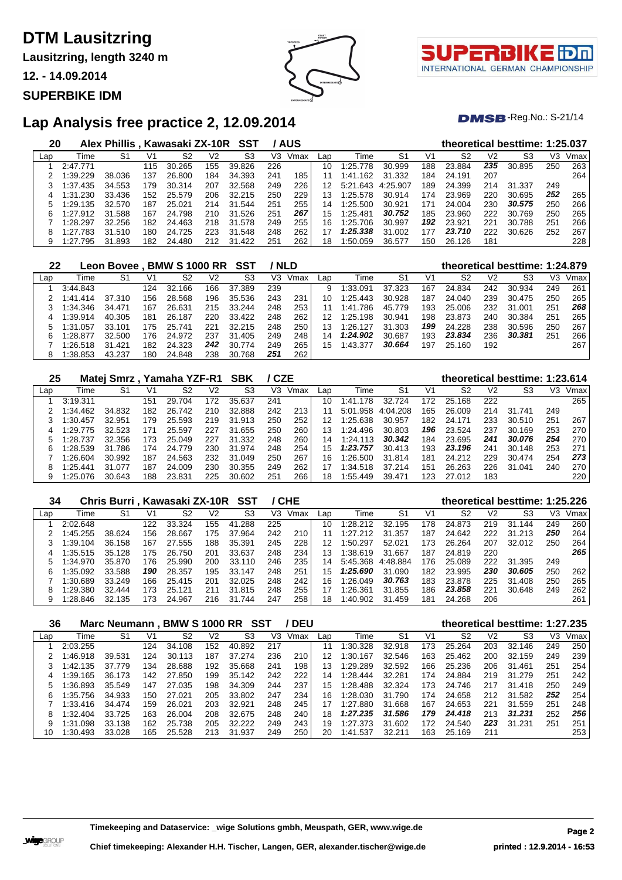# DTM Lausitzring

**Lausitzring, length 3240 m**

**12. - 14.09.2014**

**SUPERBIKE IDM**

## Lap Analysis free practice 2, 12.09.2014

DMSB-Reg.No.: S-21/14

### 20 Alex Phillis , Kawasaki ZX-10R SST / AUS — theoretical besttime: 1:25.037

| Lap | Time | S1 | V1 | S2 | V2 | S3 | V3 | Vmax | Lap | Time | S1 | V1 | S2 | V2 | S3 | V3 | Vmax |
|---|---|---|---|---|---|---|---|---|---|---|---|---|---|---|---|---|---|
| 1 | 2:47.771 | | 115 | 30.265 | 155 | 39.826 | 226 | | 10 | 1:25.778 | 30.999 | 188 | 23.884 | *235* | 30.895 | 250 | 263 |
| 2 | 1:39.229 | 38.036 | 137 | 26.800 | 184 | 34.393 | 241 | 185 | 11 | 1:41.162 | 31.332 | 184 | 24.191 | 207 | | | 264 |
| 3 | 1:37.435 | 34.553 | 179 | 30.314 | 207 | 32.568 | 249 | 226 | 12 | 5:21.643 | 4:25.907 | 189 | 24.399 | 214 | 31.337 | 249 | |
| 4 | 1:31.230 | 33.436 | 152 | 25.579 | 206 | 32.215 | 250 | 229 | 13 | 1:25.578 | 30.914 | 174 | 23.969 | 220 | 30.695 | *252* | 265 |
| 5 | 1:29.135 | 32.570 | 187 | 25.021 | 214 | 31.544 | 251 | 255 | 14 | 1:25.500 | 30.921 | 171 | 24.004 | 230 | *30.575* | 250 | 266 |
| 6 | 1:27.912 | 31.588 | 167 | 24.798 | 210 | 31.526 | 251 | *267* | 15 | 1:25.481 | *30.752* | 185 | 23.960 | 222 | 30.769 | 250 | 265 |
| 7 | 1:28.297 | 32.256 | 182 | 24.463 | 218 | 31.578 | 249 | 255 | 16 | 1:25.706 | 30.997 | *192* | 23.921 | 221 | 30.788 | 251 | 266 |
| 8 | 1:27.783 | 31.510 | 180 | 24.725 | 223 | 31.548 | 248 | 262 | 17 | *1:25.338* | 31.002 | 177 | *23.710* | 222 | 30.626 | 252 | 267 |
| 9 | 1:27.795 | 31.893 | 182 | 24.480 | 212 | 31.422 | 251 | 262 | 18 | 1:50.059 | 36.577 | 150 | 26.126 | 181 | | | 228 |

### 22 Leon Bovee , BMW S 1000 RR SST / NLD — theoretical besttime: 1:24.879

| Lap | Time | S1 | V1 | S2 | V2 | S3 | V3 | Vmax | Lap | Time | S1 | V1 | S2 | V2 | S3 | V3 | Vmax |
|---|---|---|---|---|---|---|---|---|---|---|---|---|---|---|---|---|---|
| 1 | 3:44.843 | | 124 | 32.166 | 166 | 37.389 | 239 | | 9 | 1:33.091 | 37.323 | 167 | 24.834 | 242 | 30.934 | 249 | 261 |
| 2 | 1:41.414 | 37.310 | 156 | 28.568 | 196 | 35.536 | 243 | 231 | 10 | 1:25.443 | 30.928 | 187 | 24.040 | 239 | 30.475 | 250 | 265 |
| 3 | 1:34.346 | 34.471 | 167 | 26.631 | 215 | 33.244 | 248 | 253 | 11 | 1:41.786 | 45.779 | 193 | 25.006 | 232 | 31.001 | 251 | *268* |
| 4 | 1:39.914 | 40.305 | 181 | 26.187 | 220 | 33.422 | 248 | 262 | 12 | 1:25.198 | 30.941 | 198 | 23.873 | 240 | 30.384 | 251 | 265 |
| 5 | 1:31.057 | 33.101 | 175 | 25.741 | 221 | 32.215 | 248 | 250 | 13 | 1:26.127 | 31.303 | *199* | 24.228 | 238 | 30.596 | 250 | 267 |
| 6 | 1:28.877 | 32.500 | 176 | 24.972 | 237 | 31.405 | 249 | 248 | 14 | *1:24.902* | 30.687 | 193 | *23.834* | 236 | *30.381* | 251 | 266 |
| 7 | 1:26.518 | 31.421 | 182 | 24.323 | *242* | 30.774 | 249 | 265 | 15 | 1:43.377 | *30.664* | 197 | 25.160 | 192 | | | 267 |
| 8 | 1:38.853 | 43.237 | 180 | 24.848 | 238 | 30.768 | *251* | 262 | | | | | | | | | |

### 25 Matej Smrz , Yamaha YZF-R1 SBK / CZE — theoretical besttime: 1:23.614

| Lap | Time | S1 | V1 | S2 | V2 | S3 | V3 | Vmax | Lap | Time | S1 | V1 | S2 | V2 | S3 | V3 | Vmax |
|---|---|---|---|---|---|---|---|---|---|---|---|---|---|---|---|---|---|
| 1 | 3:19.311 | | 151 | 29.704 | 172 | 35.637 | 241 | | 10 | 1:41.178 | 32.724 | 172 | 25.168 | 222 | | | 265 |
| 2 | 1:34.462 | 34.832 | 182 | 26.742 | 210 | 32.888 | 242 | 213 | 11 | 5:01.958 | 4:04.208 | 165 | 26.009 | 214 | 31.741 | 249 | |
| 3 | 1:30.457 | 32.951 | 179 | 25.593 | 219 | 31.913 | 250 | 252 | 12 | 1:25.638 | 30.957 | 182 | 24.171 | 233 | 30.510 | 251 | 267 |
| 4 | 1:29.775 | 32.523 | 171 | 25.597 | 227 | 31.655 | 250 | 260 | 13 | 1:24.496 | 30.803 | *196* | 23.524 | 237 | 30.169 | 253 | 270 |
| 5 | 1:28.737 | 32.356 | 173 | 25.049 | 227 | 31.332 | 248 | 260 | 14 | 1:24.113 | *30.342* | 184 | 23.695 | *241* | *30.076* | *254* | 270 |
| 6 | 1:28.539 | 31.786 | 174 | 24.779 | 230 | 31.974 | 248 | 254 | 15 | *1:23.757* | 30.413 | 193 | *23.196* | 241 | 30.148 | 253 | 271 |
| 7 | 1:26.604 | 30.992 | 187 | 24.563 | 232 | 31.049 | 250 | 267 | 16 | 1:26.500 | 31.814 | 181 | 24.212 | 229 | 30.474 | 254 | *273* |
| 8 | 1:25.441 | 31.077 | 187 | 24.009 | 230 | 30.355 | 249 | 262 | 17 | 1:34.518 | 37.214 | 151 | 26.263 | 226 | 31.041 | 240 | 270 |
| 9 | 1:25.076 | 30.643 | 188 | 23.831 | 225 | 30.602 | 251 | 266 | 18 | 1:55.449 | 39.471 | 123 | 27.012 | 183 | | | 220 |

### 34 Chris Burri , Kawasaki ZX-10R SST / CHE — theoretical besttime: 1:25.226

| Lap | Time | S1 | V1 | S2 | V2 | S3 | V3 | Vmax | Lap | Time | S1 | V1 | S2 | V2 | S3 | V3 | Vmax |
|---|---|---|---|---|---|---|---|---|---|---|---|---|---|---|---|---|---|
| 1 | 2:02.648 | | 122 | 33.324 | 155 | 41.288 | 225 | | 10 | 1:28.212 | 32.195 | 178 | 24.873 | 219 | 31.144 | 249 | 260 |
| 2 | 1:45.255 | 38.624 | 156 | 28.667 | 175 | 37.964 | 242 | 210 | 11 | 1:27.212 | 31.357 | 187 | 24.642 | 222 | 31.213 | *250* | 264 |
| 3 | 1:39.104 | 36.158 | 167 | 27.555 | 188 | 35.391 | 245 | 228 | 12 | 1:50.297 | 52.021 | 173 | 26.264 | 207 | 32.012 | 250 | 264 |
| 4 | 1:35.515 | 35.128 | 175 | 26.750 | 201 | 33.637 | 248 | 234 | 13 | 1:38.619 | 31.667 | 187 | 24.819 | 220 | | | *265* |
| 5 | 1:34.970 | 35.870 | 176 | 25.990 | 200 | 33.110 | 246 | 235 | 14 | 5:45.368 | 4:48.884 | 176 | 25.089 | 222 | 31.395 | 249 | |
| 6 | 1:35.092 | 33.588 | *190* | 28.357 | 195 | 33.147 | 248 | 251 | 15 | *1:25.690* | 31.090 | 182 | 23.995 | *230* | *30.605* | 250 | 262 |
| 7 | 1:30.689 | 33.249 | 166 | 25.415 | 201 | 32.025 | 248 | 242 | 16 | 1:26.049 | *30.763* | 183 | 23.878 | 225 | 31.408 | 250 | 265 |
| 8 | 1:29.380 | 32.444 | 173 | 25.121 | 211 | 31.815 | 248 | 255 | 17 | 1:26.361 | 31.855 | 186 | *23.858* | 221 | 30.648 | 249 | 262 |
| 9 | 1:28.846 | 32.135 | 173 | 24.967 | 216 | 31.744 | 247 | 258 | 18 | 1:40.902 | 31.459 | 181 | 24.268 | 206 | | | 261 |

### 36 Marc Neumann , BMW S 1000 RR SST / DEU — theoretical besttime: 1:27.235

| Lap | Time | S1 | V1 | S2 | V2 | S3 | V3 | Vmax | Lap | Time | S1 | V1 | S2 | V2 | S3 | V3 | Vmax |
|---|---|---|---|---|---|---|---|---|---|---|---|---|---|---|---|---|---|
| 1 | 2:03.255 | | 124 | 34.108 | 152 | 40.892 | 217 | | 11 | 1:30.328 | 32.918 | 173 | 25.264 | 203 | 32.146 | 249 | 250 |
| 2 | 1:46.918 | 39.531 | 124 | 30.113 | 187 | 37.274 | 236 | 210 | 12 | 1:30.167 | 32.546 | 163 | 25.462 | 200 | 32.159 | 249 | 239 |
| 3 | 1:42.135 | 37.779 | 134 | 28.688 | 192 | 35.668 | 241 | 198 | 13 | 1:29.289 | 32.592 | 166 | 25.236 | 206 | 31.461 | 251 | 254 |
| 4 | 1:39.165 | 36.173 | 142 | 27.850 | 199 | 35.142 | 242 | 222 | 14 | 1:28.444 | 32.281 | 174 | 24.884 | 219 | 31.279 | 251 | 242 |
| 5 | 1:36.893 | 35.549 | 147 | 27.035 | 198 | 34.309 | 244 | 237 | 15 | 1:28.488 | 32.324 | 173 | 24.746 | 217 | 31.418 | 250 | 249 |
| 6 | 1:35.756 | 34.933 | 150 | 27.021 | 205 | 33.802 | 247 | 234 | 16 | 1:28.030 | 31.790 | 174 | 24.658 | 212 | 31.582 | *252* | 254 |
| 7 | 1:33.416 | 34.474 | 159 | 26.021 | 203 | 32.921 | 248 | 245 | 17 | 1:27.880 | 31.668 | 167 | 24.653 | 221 | 31.559 | 251 | 248 |
| 8 | 1:32.404 | 33.725 | 163 | 26.004 | 208 | 32.675 | 248 | 240 | 18 | *1:27.235* | *31.586* | *179* | *24.418* | 213 | *31.231* | 252 | *256* |
| 9 | 1:31.098 | 33.138 | 162 | 25.738 | 205 | 32.222 | 249 | 243 | 19 | 1:27.373 | 31.602 | 172 | 24.540 | *223* | 31.231 | 251 | 251 |
| 10 | 1:30.493 | 33.028 | 165 | 25.528 | 213 | 31.937 | 249 | 250 | 20 | 1:41.537 | 32.211 | 163 | 25.169 | 211 | | | 253 |

**Timekeeping and Dataservice: _wige Solutions gmbh, Meuspath, GER, www.wige.de**

**Chief timekeeping: Alexander H.H. Tischer, Langen, GER, alexander.tischer@wige.de**

**printed : 12.9.2014 - 16:53**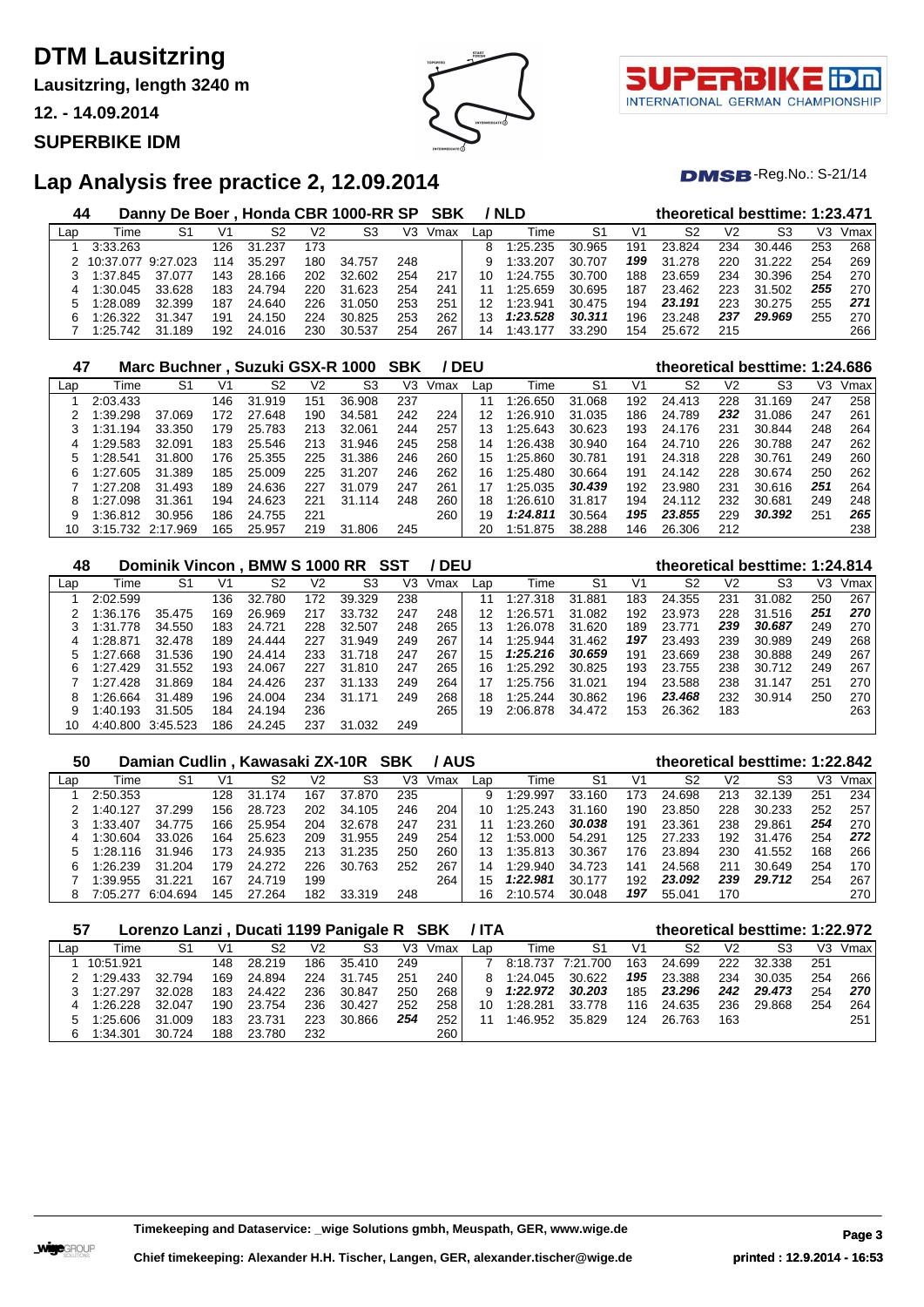# DTM Lausitzring

**Lausitzring, length 3240 m**

**12. - 14.09.2014**

**SUPERBIKE IDM**

## Lap Analysis free practice 2, 12.09.2014

DMSB-Reg.No.: S-21/14

### 44 Danny De Boer , Honda CBR 1000-RR SP SBK / NLD — theoretical besttime: 1:23.471

| Lap | Time | S1 | V1 | S2 | V2 | S3 | V3 | Vmax | Lap | Time | S1 | V1 | S2 | V2 | S3 | V3 | Vmax |
|---|---|---|---|---|---|---|---|---|---|---|---|---|---|---|---|---|---|
| 1 | 3:33.263 | | 126 | 31.237 | 173 | | | | 8 | 1:25.235 | 30.965 | 191 | 23.824 | 234 | 30.446 | 253 | 268 |
| 2 | 10:37.077 | 9:27.023 | 114 | 35.297 | 180 | 34.757 | 248 | | 9 | 1:33.207 | 30.707 | ***199*** | 31.278 | 220 | 31.222 | 254 | 269 |
| 3 | 1:37.845 | 37.077 | 143 | 28.166 | 202 | 32.602 | 254 | 217 | 10 | 1:24.755 | 30.700 | 188 | 23.659 | 234 | 30.396 | 254 | 270 |
| 4 | 1:30.045 | 33.628 | 183 | 24.794 | 220 | 31.623 | 254 | 241 | 11 | 1:25.659 | 30.695 | 187 | 23.462 | 223 | 31.502 | ***255*** | 270 |
| 5 | 1:28.089 | 32.399 | 187 | 24.640 | 226 | 31.050 | 253 | 251 | 12 | 1:23.941 | 30.475 | 194 | ***23.191*** | 223 | 30.275 | 255 | ***271*** |
| 6 | 1:26.322 | 31.347 | 191 | 24.150 | 224 | 30.825 | 253 | 262 | 13 | ***1:23.528*** | ***30.311*** | 196 | 23.248 | ***237*** | ***29.969*** | 255 | 270 |
| 7 | 1:25.742 | 31.189 | 192 | 24.016 | 230 | 30.537 | 254 | 267 | 14 | 1:43.177 | 33.290 | 154 | 25.672 | 215 | | | 266 |

### 47 Marc Buchner , Suzuki GSX-R 1000 SBK / DEU — theoretical besttime: 1:24.686

| Lap | Time | S1 | V1 | S2 | V2 | S3 | V3 | Vmax | Lap | Time | S1 | V1 | S2 | V2 | S3 | V3 | Vmax |
|---|---|---|---|---|---|---|---|---|---|---|---|---|---|---|---|---|---|
| 1 | 2:03.433 | | 146 | 31.919 | 151 | 36.908 | 237 | | 11 | 1:26.650 | 31.068 | 192 | 24.413 | 228 | 31.169 | 247 | 258 |
| 2 | 1:39.298 | 37.069 | 172 | 27.648 | 190 | 34.581 | 242 | 224 | 12 | 1:26.910 | 31.035 | 186 | 24.789 | ***232*** | 31.086 | 247 | 261 |
| 3 | 1:31.194 | 33.350 | 179 | 25.783 | 213 | 32.061 | 244 | 257 | 13 | 1:25.643 | 30.623 | 193 | 24.176 | 231 | 30.844 | 248 | 264 |
| 4 | 1:29.583 | 32.091 | 183 | 25.546 | 213 | 31.946 | 245 | 258 | 14 | 1:26.438 | 30.940 | 164 | 24.710 | 226 | 30.788 | 247 | 262 |
| 5 | 1:28.541 | 31.800 | 176 | 25.355 | 225 | 31.386 | 246 | 260 | 15 | 1:25.860 | 30.781 | 191 | 24.318 | 228 | 30.761 | 249 | 260 |
| 6 | 1:27.605 | 31.389 | 185 | 25.009 | 225 | 31.207 | 246 | 262 | 16 | 1:25.480 | 30.664 | 191 | 24.142 | 228 | 30.674 | 250 | 262 |
| 7 | 1:27.208 | 31.493 | 189 | 24.636 | 227 | 31.079 | 247 | 261 | 17 | 1:25.035 | ***30.439*** | 192 | 23.980 | 231 | 30.616 | ***251*** | 264 |
| 8 | 1:27.098 | 31.361 | 194 | 24.623 | 221 | 31.114 | 248 | 260 | 18 | 1:26.610 | 31.817 | 194 | 24.112 | 232 | 30.681 | 249 | 248 |
| 9 | 1:36.812 | 30.956 | 186 | 24.755 | 221 | | | 260 | 19 | ***1:24.811*** | 30.564 | ***195*** | ***23.855*** | 229 | ***30.392*** | 251 | ***265*** |
| 10 | 3:15.732 | 2:17.969 | 165 | 25.957 | 219 | 31.806 | 245 | | 20 | 1:51.875 | 38.288 | 146 | 26.306 | 212 | | | 238 |

### 48 Dominik Vincon , BMW S 1000 RR SST / DEU — theoretical besttime: 1:24.814

| Lap | Time | S1 | V1 | S2 | V2 | S3 | V3 | Vmax | Lap | Time | S1 | V1 | S2 | V2 | S3 | V3 | Vmax |
|---|---|---|---|---|---|---|---|---|---|---|---|---|---|---|---|---|---|
| 1 | 2:02.599 | | 136 | 32.780 | 172 | 39.329 | 238 | | 11 | 1:27.318 | 31.881 | 183 | 24.355 | 231 | 31.082 | 250 | 267 |
| 2 | 1:36.176 | 35.475 | 169 | 26.969 | 217 | 33.732 | 247 | 248 | 12 | 1:26.571 | 31.082 | 192 | 23.973 | 228 | 31.516 | ***251*** | ***270*** |
| 3 | 1:31.778 | 34.550 | 183 | 24.721 | 228 | 32.507 | 248 | 265 | 13 | 1:26.078 | 31.620 | 189 | 23.771 | ***239*** | ***30.687*** | 249 | 270 |
| 4 | 1:28.871 | 32.478 | 189 | 24.444 | 227 | 31.949 | 249 | 267 | 14 | 1:25.944 | 31.462 | ***197*** | 23.493 | 239 | 30.989 | 249 | 268 |
| 5 | 1:27.668 | 31.536 | 190 | 24.414 | 233 | 31.718 | 247 | 267 | 15 | ***1:25.216*** | ***30.659*** | 191 | 23.669 | 238 | 30.888 | 249 | 267 |
| 6 | 1:27.429 | 31.552 | 193 | 24.067 | 227 | 31.810 | 247 | 265 | 16 | 1:25.292 | 30.825 | 193 | 23.755 | 238 | 30.712 | 249 | 267 |
| 7 | 1:27.428 | 31.869 | 184 | 24.426 | 237 | 31.133 | 249 | 264 | 17 | 1:25.756 | 31.021 | 194 | 23.588 | 238 | 31.147 | 251 | 270 |
| 8 | 1:26.664 | 31.489 | 196 | 24.004 | 234 | 31.171 | 249 | 268 | 18 | 1:25.244 | 30.862 | 196 | ***23.468*** | 232 | 30.914 | 250 | 270 |
| 9 | 1:40.193 | 31.505 | 184 | 24.194 | 236 | | | 265 | 19 | 2:06.878 | 34.472 | 153 | 26.362 | 183 | | | 263 |
| 10 | 4:40.800 | 3:45.523 | 186 | 24.245 | 237 | 31.032 | 249 | | | | | | | | | | |

### 50 Damian Cudlin , Kawasaki ZX-10R SBK / AUS — theoretical besttime: 1:22.842

| Lap | Time | S1 | V1 | S2 | V2 | S3 | V3 | Vmax | Lap | Time | S1 | V1 | S2 | V2 | S3 | V3 | Vmax |
|---|---|---|---|---|---|---|---|---|---|---|---|---|---|---|---|---|---|
| 1 | 2:50.353 | | 128 | 31.174 | 167 | 37.870 | 235 | | 9 | 1:29.997 | 33.160 | 173 | 24.698 | 213 | 32.139 | 251 | 234 |
| 2 | 1:40.127 | 37.299 | 156 | 28.723 | 202 | 34.105 | 246 | 204 | 10 | 1:25.243 | 31.160 | 190 | 23.850 | 228 | 30.233 | 252 | 257 |
| 3 | 1:33.407 | 34.775 | 166 | 25.954 | 204 | 32.678 | 247 | 231 | 11 | 1:23.260 | ***30.038*** | 191 | 23.361 | 238 | 29.861 | ***254*** | 270 |
| 4 | 1:30.604 | 33.026 | 164 | 25.623 | 209 | 31.955 | 249 | 254 | 12 | 1:53.000 | 54.291 | 125 | 27.233 | 192 | 31.476 | 254 | ***272*** |
| 5 | 1:28.116 | 31.946 | 173 | 24.935 | 213 | 31.235 | 250 | 260 | 13 | 1:35.813 | 30.367 | 176 | 23.894 | 230 | 41.552 | 168 | 266 |
| 6 | 1:26.239 | 31.204 | 179 | 24.272 | 226 | 30.763 | 252 | 267 | 14 | 1:29.940 | 34.723 | 141 | 24.568 | 211 | 30.649 | 254 | 170 |
| 7 | 1:39.955 | 31.221 | 167 | 24.719 | 199 | | | 264 | 15 | ***1:22.981*** | 30.177 | 192 | ***23.092*** | ***239*** | ***29.712*** | 254 | 267 |
| 8 | 7:05.277 | 6:04.694 | 145 | 27.264 | 182 | 33.319 | 248 | | 16 | 2:10.574 | 30.048 | ***197*** | 55.041 | 170 | | | 270 |

### 57 Lorenzo Lanzi , Ducati 1199 Panigale R SBK / ITA — theoretical besttime: 1:22.972

| Lap | Time | S1 | V1 | S2 | V2 | S3 | V3 | Vmax | Lap | Time | S1 | V1 | S2 | V2 | S3 | V3 | Vmax |
|---|---|---|---|---|---|---|---|---|---|---|---|---|---|---|---|---|---|
| 1 | 10:51.921 | | 148 | 28.219 | 186 | 35.410 | 249 | | 7 | 8:18.737 | 7:21.700 | 163 | 24.699 | 222 | 32.338 | 251 | |
| 2 | 1:29.433 | 32.794 | 169 | 24.894 | 224 | 31.745 | 251 | 240 | 8 | 1:24.045 | 30.622 | ***195*** | 23.388 | 234 | 30.035 | 254 | 266 |
| 3 | 1:27.297 | 32.028 | 183 | 24.422 | 236 | 30.847 | 250 | 268 | 9 | ***1:22.972*** | ***30.203*** | 185 | ***23.296*** | ***242*** | ***29.473*** | 254 | ***270*** |
| 4 | 1:26.228 | 32.047 | 190 | 23.754 | 236 | 30.427 | 252 | 258 | 10 | 1:28.281 | 33.778 | 116 | 24.635 | 236 | 29.868 | 254 | 264 |
| 5 | 1:25.606 | 31.009 | 183 | 23.731 | 223 | 30.866 | ***254*** | 252 | 11 | 1:46.952 | 35.829 | 124 | 26.763 | 163 | | | 251 |
| 6 | 1:34.301 | 30.724 | 188 | 23.780 | 232 | | | 260 | | | | | | | | | |

**Timekeeping and Dataservice: _wige Solutions gmbh, Meuspath, GER, www.wige.de**

**Chief timekeeping: Alexander H.H. Tischer, Langen, GER, alexander.tischer@wige.de**

**printed : 12.9.2014 - 16:53**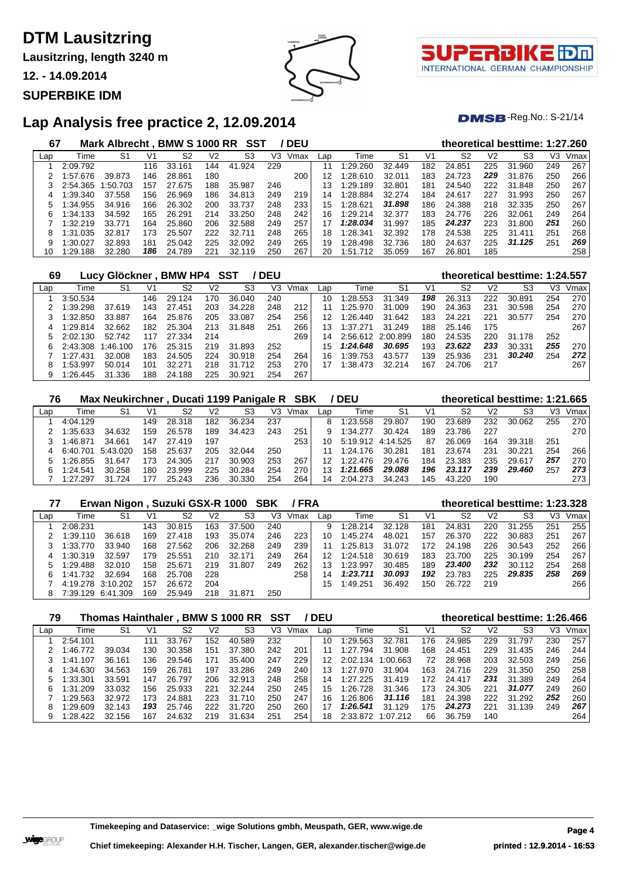# DTM Lausitzring

**Lausitzring, length 3240 m**

**12. - 14.09.2014**

**SUPERBIKE IDM**

## Lap Analysis free practice 2, 12.09.2014

DMSB-Reg.No.: S-21/14

### 67 Mark Albrecht , BMW S 1000 RR SST / DEU — theoretical besttime: 1:27.260

| Lap | Time | S1 | V1 | S2 | V2 | S3 | V3 | Vmax | Lap | Time | S1 | V1 | S2 | V2 | S3 | V3 | Vmax |
|---|---|---|---|---|---|---|---|---|---|---|---|---|---|---|---|---|---|
| 1 | 2:09.792 | | 116 | 33.161 | 144 | 41.924 | 229 | | 11 | 1:29.260 | 32.449 | 182 | 24.851 | 225 | 31.960 | 249 | 267 |
| 2 | 1:57.676 | 39.873 | 146 | 28.861 | 180 | | | 200 | 12 | 1:28.610 | 32.011 | 183 | 24.723 | **229** | 31.876 | 250 | 266 |
| 3 | 2:54.365 | 1:50.703 | 157 | 27.675 | 188 | 35.987 | 246 | | 13 | 1:29.189 | 32.801 | 181 | 24.540 | 222 | 31.848 | 250 | 267 |
| 4 | 1:39.340 | 37.558 | 156 | 26.969 | 186 | 34.813 | 249 | 219 | 14 | 1:28.884 | 32.274 | 184 | 24.617 | 227 | 31.993 | 250 | 267 |
| 5 | 1:34.955 | 34.916 | 166 | 26.302 | 200 | 33.737 | 248 | 233 | 15 | 1:28.621 | **31.898** | 186 | 24.388 | 218 | 32.335 | 250 | 267 |
| 6 | 1:34.133 | 34.592 | 165 | 26.291 | 214 | 33.250 | 248 | 242 | 16 | 1:29.214 | 32.377 | 183 | 24.776 | 226 | 32.061 | 249 | 264 |
| 7 | 1:32.219 | 33.771 | 164 | 25.860 | 206 | 32.588 | 249 | 257 | 17 | **1:28.034** | 31.997 | 185 | **24.237** | 223 | 31.800 | **251** | 260 |
| 8 | 1:31.035 | 32.817 | 173 | 25.507 | 222 | 32.711 | 248 | 265 | 18 | 1:28.341 | 32.392 | 178 | 24.538 | 225 | 31.411 | 251 | 268 |
| 9 | 1:30.027 | 32.893 | 181 | 25.042 | 225 | 32.092 | 249 | 265 | 19 | 1:28.498 | 32.736 | 180 | 24.637 | 225 | **31.125** | 251 | **269** |
| 10 | 1:29.188 | 32.280 | **186** | 24.789 | 221 | 32.119 | 250 | 267 | 20 | 1:51.712 | 35.059 | 167 | 26.801 | 185 | | | 258 |

### 69 Lucy Glöckner , BMW HP4 SST / DEU — theoretical besttime: 1:24.557

| Lap | Time | S1 | V1 | S2 | V2 | S3 | V3 | Vmax | Lap | Time | S1 | V1 | S2 | V2 | S3 | V3 | Vmax |
|---|---|---|---|---|---|---|---|---|---|---|---|---|---|---|---|---|---|
| 1 | 3:50.534 | | 146 | 29.124 | 170 | 36.040 | 240 | | 10 | 1:28.553 | 31.349 | **198** | 26.313 | 222 | 30.891 | 254 | 270 |
| 2 | 1:39.298 | 37.619 | 143 | 27.451 | 203 | 34.228 | 248 | 212 | 11 | 1:25.970 | 31.009 | 190 | 24.363 | 231 | 30.598 | 254 | 270 |
| 3 | 1:32.850 | 33.887 | 164 | 25.876 | 205 | 33.087 | 254 | 256 | 12 | 1:26.440 | 31.642 | 183 | 24.221 | 221 | 30.577 | 254 | 270 |
| 4 | 1:29.814 | 32.662 | 182 | 25.304 | 213 | 31.848 | 251 | 266 | 13 | 1:37.271 | 31.249 | 188 | 25.146 | 175 | | | 267 |
| 5 | 2:02.130 | 52.742 | 117 | 27.334 | 214 | | | 269 | 14 | 2:56.612 | 2:00.899 | 180 | 24.535 | 220 | 31.178 | 252 | |
| 6 | 2:43.308 | 1:46.100 | 176 | 25.315 | 219 | 31.893 | 252 | | 15 | **1:24.648** | **30.695** | 193 | **23.622** | **233** | 30.331 | **255** | 270 |
| 7 | 1:27.431 | 32.008 | 183 | 24.505 | 224 | 30.918 | 254 | 264 | 16 | 1:39.753 | 43.577 | 139 | 25.936 | 231 | **30.240** | 254 | **272** |
| 8 | 1:53.997 | 50.014 | 101 | 32.271 | 218 | 31.712 | 253 | 270 | 17 | 1:38.473 | 32.214 | 167 | 24.706 | 217 | | | 267 |
| 9 | 1:26.445 | 31.336 | 188 | 24.188 | 225 | 30.921 | 254 | 267 | | | | | | | | | |

### 76 Max Neukirchner , Ducati 1199 Panigale R SBK / DEU — theoretical besttime: 1:21.665

| Lap | Time | S1 | V1 | S2 | V2 | S3 | V3 | Vmax | Lap | Time | S1 | V1 | S2 | V2 | S3 | V3 | Vmax |
|---|---|---|---|---|---|---|---|---|---|---|---|---|---|---|---|---|---|
| 1 | 4:04.129 | | 149 | 28.318 | 182 | 36.234 | 237 | | 8 | 1:23.558 | 29.807 | 190 | 23.689 | 232 | 30.062 | 255 | 270 |
| 2 | 1:35.633 | 34.632 | 159 | 26.578 | 189 | 34.423 | 243 | 251 | 9 | 1:34.277 | 30.424 | 189 | 23.786 | 227 | | | 270 |
| 3 | 1:46.871 | 34.661 | 147 | 27.419 | 197 | | | 253 | 10 | 5:19.912 | 4:14.525 | 87 | 26.069 | 164 | 39.318 | 251 | |
| 4 | 6:40.701 | 5:43.020 | 158 | 25.637 | 205 | 32.044 | 250 | | 11 | 1:24.176 | 30.281 | 181 | 23.674 | 231 | 30.221 | 254 | 266 |
| 5 | 1:26.855 | 31.647 | 173 | 24.305 | 217 | 30.903 | 253 | 267 | 12 | 1:22.476 | 29.476 | 184 | 23.383 | 235 | 29.617 | **257** | 270 |
| 6 | 1:24.541 | 30.258 | 180 | 23.999 | 225 | 30.284 | 254 | 270 | 13 | **1:21.665** | **29.088** | **196** | **23.117** | **239** | **29.460** | 257 | **273** |
| 7 | 1:27.297 | 31.724 | 177 | 25.243 | 236 | 30.330 | 254 | 264 | 14 | 2:04.273 | 34.243 | 145 | 43.220 | 190 | | | 273 |

### 77 Erwan Nigon , Suzuki GSX-R 1000 SBK / FRA — theoretical besttime: 1:23.328

| Lap | Time | S1 | V1 | S2 | V2 | S3 | V3 | Vmax | Lap | Time | S1 | V1 | S2 | V2 | S3 | V3 | Vmax |
|---|---|---|---|---|---|---|---|---|---|---|---|---|---|---|---|---|---|
| 1 | 2:08.231 | | 143 | 30.815 | 163 | 37.500 | 240 | | 9 | 1:28.214 | 32.128 | 181 | 24.831 | 220 | 31.255 | 251 | 255 |
| 2 | 1:39.110 | 36.618 | 169 | 27.418 | 193 | 35.074 | 246 | 223 | 10 | 1:45.274 | 48.021 | 157 | 26.370 | 222 | 30.883 | 251 | 267 |
| 3 | 1:33.770 | 33.940 | 168 | 27.562 | 206 | 32.268 | 249 | 239 | 11 | 1:25.813 | 31.072 | 172 | 24.198 | 226 | 30.543 | 252 | 266 |
| 4 | 1:30.319 | 32.597 | 179 | 25.551 | 210 | 32.171 | 249 | 264 | 12 | 1:24.518 | 30.619 | 183 | 23.700 | 225 | 30.199 | 254 | 267 |
| 5 | 1:29.488 | 32.010 | 158 | 25.671 | 219 | 31.807 | 249 | 262 | 13 | 1:23.997 | 30.485 | 189 | **23.400** | **232** | 30.112 | 254 | 268 |
| 6 | 1:41.732 | 32.694 | 168 | 25.708 | 228 | | | 258 | 14 | **1:23.711** | **30.093** | **192** | 23.783 | 225 | **29.835** | **258** | **269** |
| 7 | 4:19.278 | 3:10.202 | 157 | 26.672 | 204 | | | | 15 | 1:49.251 | 36.492 | 150 | 26.722 | 219 | | | 266 |
| 8 | 7:39.129 | 6:41.309 | 169 | 25.949 | 218 | 31.871 | 250 | | | | | | | | | | |

### 79 Thomas Hainthaler , BMW S 1000 RR SST / DEU — theoretical besttime: 1:26.466

| Lap | Time | S1 | V1 | S2 | V2 | S3 | V3 | Vmax | Lap | Time | S1 | V1 | S2 | V2 | S3 | V3 | Vmax |
|---|---|---|---|---|---|---|---|---|---|---|---|---|---|---|---|---|---|
| 1 | 2:54.101 | | 111 | 33.767 | 152 | 40.589 | 232 | | 10 | 1:29.563 | 32.781 | 176 | 24.985 | 229 | 31.797 | 230 | 257 |
| 2 | 1:46.772 | 39.034 | 130 | 30.358 | 151 | 37.380 | 242 | 201 | 11 | 1:27.794 | 31.908 | 168 | 24.451 | 229 | 31.435 | 246 | 244 |
| 3 | 1:41.107 | 36.161 | 136 | 29.546 | 171 | 35.400 | 247 | 229 | 12 | 2:02.134 | 1:00.663 | 72 | 28.968 | 203 | 32.503 | 249 | 256 |
| 4 | 1:34.630 | 34.563 | 159 | 26.781 | 197 | 33.286 | 249 | 240 | 13 | 1:27.970 | 31.904 | 163 | 24.716 | 229 | 31.350 | 250 | 258 |
| 5 | 1:33.301 | 33.591 | 147 | 26.797 | 206 | 32.913 | 248 | 258 | 14 | 1:27.225 | 31.419 | 172 | 24.417 | **231** | 31.389 | 249 | 264 |
| 6 | 1:31.209 | 33.032 | 156 | 25.933 | 221 | 32.244 | 250 | 245 | 15 | 1:26.728 | 31.346 | 173 | 24.305 | 221 | **31.077** | 249 | 260 |
| 7 | 1:29.563 | 32.972 | 173 | 24.881 | 223 | 31.710 | 250 | 247 | 16 | 1:26.806 | **31.116** | 181 | 24.398 | 222 | 31.292 | **252** | 260 |
| 8 | 1:29.609 | 32.143 | **193** | 25.746 | 222 | 31.720 | 250 | 260 | 17 | **1:26.541** | 31.129 | 175 | **24.273** | 221 | 31.139 | 249 | **267** |
| 9 | 1:28.422 | 32.156 | 167 | 24.632 | 219 | 31.634 | 251 | 254 | 18 | 2:33.872 | 1:07.212 | 66 | 36.759 | 140 | | | 264 |

**Timekeeping and Dataservice: _wige Solutions gmbh, Meuspath, GER, www.wige.de**

**Chief timekeeping: Alexander H.H. Tischer, Langen, GER, alexander.tischer@wige.de**

**printed : 12.9.2014 - 16:53**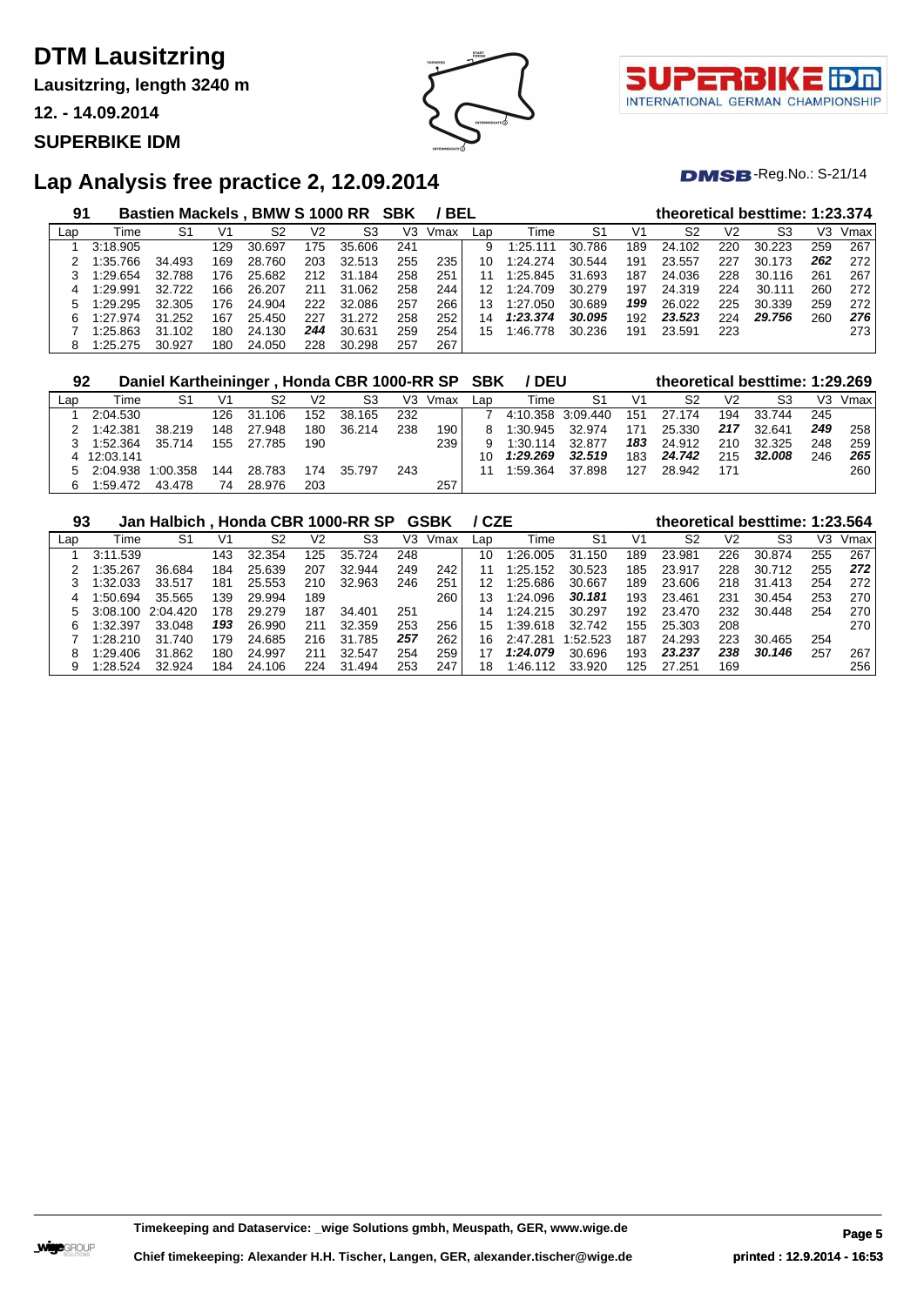# DTM Lausitzring

**Lausitzring, length 3240 m**

**12. - 14.09.2014**

**SUPERBIKE IDM**

SUPERBIKE IDM INTERNATIONAL GERMAN CHAMPIONSHIP

## Lap Analysis free practice 2, 12.09.2014

DMSB-Reg.No.: S-21/14

### 91 Bastien Mackels , BMW S 1000 RR SBK / BEL — theoretical besttime: 1:23.374

| Lap | Time | S1 | V1 | S2 | V2 | S3 | V3 | Vmax | Lap | Time | S1 | V1 | S2 | V2 | S3 | V3 | Vmax |
|---|---|---|---|---|---|---|---|---|---|---|---|---|---|---|---|---|---|
| 1 | 3:18.905 | | 129 | 30.697 | 175 | 35.606 | 241 | | 9 | 1:25.111 | 30.786 | 189 | 24.102 | 220 | 30.223 | 259 | 267 |
| 2 | 1:35.766 | 34.493 | 169 | 28.760 | 203 | 32.513 | 255 | 235 | 10 | 1:24.274 | 30.544 | 191 | 23.557 | 227 | 30.173 | ***262*** | 272 |
| 3 | 1:29.654 | 32.788 | 176 | 25.682 | 212 | 31.184 | 258 | 251 | 11 | 1:25.845 | 31.693 | 187 | 24.036 | 228 | 30.116 | 261 | 267 |
| 4 | 1:29.991 | 32.722 | 166 | 26.207 | 211 | 31.062 | 258 | 244 | 12 | 1:24.709 | 30.279 | 197 | 24.319 | 224 | 30.111 | 260 | 272 |
| 5 | 1:29.295 | 32.305 | 176 | 24.904 | 222 | 32.086 | 257 | 266 | 13 | 1:27.050 | 30.689 | ***199*** | 26.022 | 225 | 30.339 | 259 | 272 |
| 6 | 1:27.974 | 31.252 | 167 | 25.450 | 227 | 31.272 | 258 | 252 | 14 | ***1:23.374*** | ***30.095*** | 192 | ***23.523*** | 224 | ***29.756*** | 260 | ***276*** |
| 7 | 1:25.863 | 31.102 | 180 | 24.130 | ***244*** | 30.631 | 259 | 254 | 15 | 1:46.778 | 30.236 | 191 | 23.591 | 223 | | | 273 |
| 8 | 1:25.275 | 30.927 | 180 | 24.050 | 228 | 30.298 | 257 | 267 | | | | | | | | | |

### 92 Daniel Kartheininger , Honda CBR 1000-RR SP SBK / DEU — theoretical besttime: 1:29.269

| Lap | Time | S1 | V1 | S2 | V2 | S3 | V3 | Vmax | Lap | Time | S1 | V1 | S2 | V2 | S3 | V3 | Vmax |
|---|---|---|---|---|---|---|---|---|---|---|---|---|---|---|---|---|---|
| 1 | 2:04.530 | | 126 | 31.106 | 152 | 38.165 | 232 | | 7 | 4:10.358 | 3:09.440 | 151 | 27.174 | 194 | 33.744 | 245 | |
| 2 | 1:42.381 | 38.219 | 148 | 27.948 | 180 | 36.214 | 238 | 190 | 8 | 1:30.945 | 32.974 | 171 | 25.330 | ***217*** | 32.641 | ***249*** | 258 |
| 3 | 1:52.364 | 35.714 | 155 | 27.785 | 190 | | | 239 | 9 | 1:30.114 | 32.877 | ***183*** | 24.912 | 210 | 32.325 | 248 | 259 |
| 4 | 12:03.141 | | | | | | | | 10 | ***1:29.269*** | ***32.519*** | 183 | ***24.742*** | 215 | ***32.008*** | 246 | ***265*** |
| 5 | 2:04.938 | 1:00.358 | 144 | 28.783 | 174 | 35.797 | 243 | | 11 | 1:59.364 | 37.898 | 127 | 28.942 | 171 | | | 260 |
| 6 | 1:59.472 | 43.478 | 74 | 28.976 | 203 | | | 257 | | | | | | | | | |

### 93 Jan Halbich , Honda CBR 1000-RR SP GSBK / CZE — theoretical besttime: 1:23.564

| Lap | Time | S1 | V1 | S2 | V2 | S3 | V3 | Vmax | Lap | Time | S1 | V1 | S2 | V2 | S3 | V3 | Vmax |
|---|---|---|---|---|---|---|---|---|---|---|---|---|---|---|---|---|---|
| 1 | 3:11.539 | | 143 | 32.354 | 125 | 35.724 | 248 | | 10 | 1:26.005 | 31.150 | 189 | 23.981 | 226 | 30.874 | 255 | 267 |
| 2 | 1:35.267 | 36.684 | 184 | 25.639 | 207 | 32.944 | 249 | 242 | 11 | 1:25.152 | 30.523 | 185 | 23.917 | 228 | 30.712 | 255 | ***272*** |
| 3 | 1:32.033 | 33.517 | 181 | 25.553 | 210 | 32.963 | 246 | 251 | 12 | 1:25.686 | 30.667 | 189 | 23.606 | 218 | 31.413 | 254 | 272 |
| 4 | 1:50.694 | 35.565 | 139 | 29.994 | 189 | | | 260 | 13 | 1:24.096 | ***30.181*** | 193 | 23.461 | 231 | 30.454 | 253 | 270 |
| 5 | 3:08.100 | 2:04.420 | 178 | 29.279 | 187 | 34.401 | 251 | | 14 | 1:24.215 | 30.297 | 192 | 23.470 | 232 | 30.448 | 254 | 270 |
| 6 | 1:32.397 | 33.048 | ***193*** | 26.990 | 211 | 32.359 | 253 | 256 | 15 | 1:39.618 | 32.742 | 155 | 25.303 | 208 | | | 270 |
| 7 | 1:28.210 | 31.740 | 179 | 24.685 | 216 | 31.785 | ***257*** | 262 | 16 | 2:47.281 | 1:52.523 | 187 | 24.293 | 223 | 30.465 | 254 | |
| 8 | 1:29.406 | 31.862 | 180 | 24.997 | 211 | 32.547 | 254 | 259 | 17 | ***1:24.079*** | 30.696 | 193 | ***23.237*** | ***238*** | ***30.146*** | 257 | 267 |
| 9 | 1:28.524 | 32.924 | 184 | 24.106 | 224 | 31.494 | 253 | 247 | 18 | 1:46.112 | 33.920 | 125 | 27.251 | 169 | | | 256 |

**Timekeeping and Dataservice: _wige Solutions gmbh, Meuspath, GER, www.wige.de**

**Chief timekeeping: Alexander H.H. Tischer, Langen, GER, alexander.tischer@wige.de**

**printed : 12.9.2014 - 16:53**